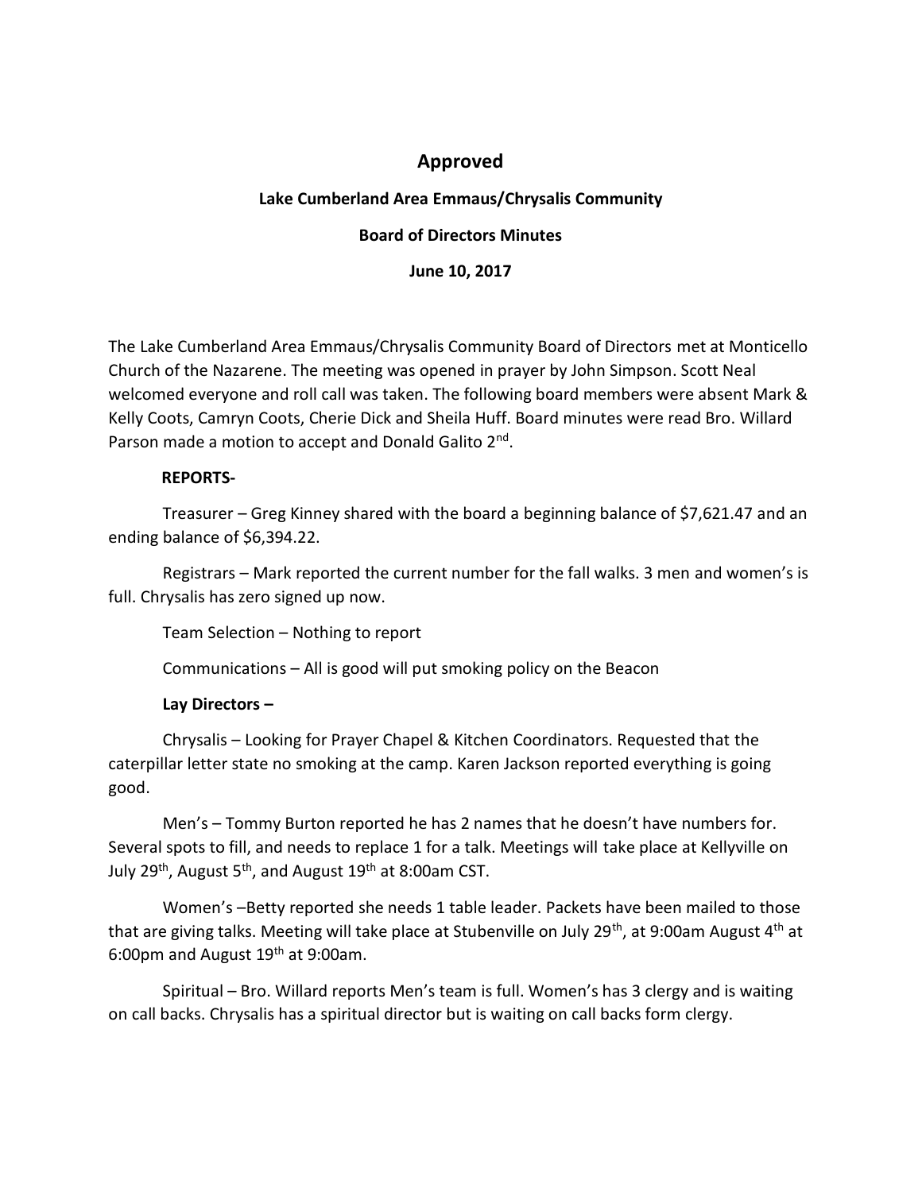# Approved

## Lake Cumberland Area Emmaus/Chrysalis Community

## Board of Directors Minutes

## June 10, 2017

The Lake Cumberland Area Emmaus/Chrysalis Community Board of Directors met at Monticello Church of the Nazarene. The meeting was opened in prayer by John Simpson. Scott Neal welcomed everyone and roll call was taken. The following board members were absent Mark & Kelly Coots, Camryn Coots, Cherie Dick and Sheila Huff. Board minutes were read Bro. Willard Parson made a motion to accept and Donald Galito 2nd.

**REPORTS-**

Treasurer – Greg Kinney shared with the board a beginning balance of $7,621.47 and an ending balance of $6,394.22.

Registrars – Mark reported the current number for the fall walks. 3 men and women's is full. Chrysalis has zero signed up now.

Team Selection – Nothing to report

Communications – All is good will put smoking policy on the Beacon

**Lay Directors –**

Chrysalis – Looking for Prayer Chapel & Kitchen Coordinators. Requested that the caterpillar letter state no smoking at the camp. Karen Jackson reported everything is going good.

Men's – Tommy Burton reported he has 2 names that he doesn't have numbers for. Several spots to fill, and needs to replace 1 for a talk. Meetings will take place at Kellyville on July 29th, August 5th, and August 19th at 8:00am CST.

Women's –Betty reported she needs 1 table leader. Packets have been mailed to those that are giving talks. Meeting will take place at Stubenville on July 29th, at 9:00am August 4th at 6:00pm and August 19th at 9:00am.

Spiritual – Bro. Willard reports Men's team is full. Women's has 3 clergy and is waiting on call backs. Chrysalis has a spiritual director but is waiting on call backs form clergy.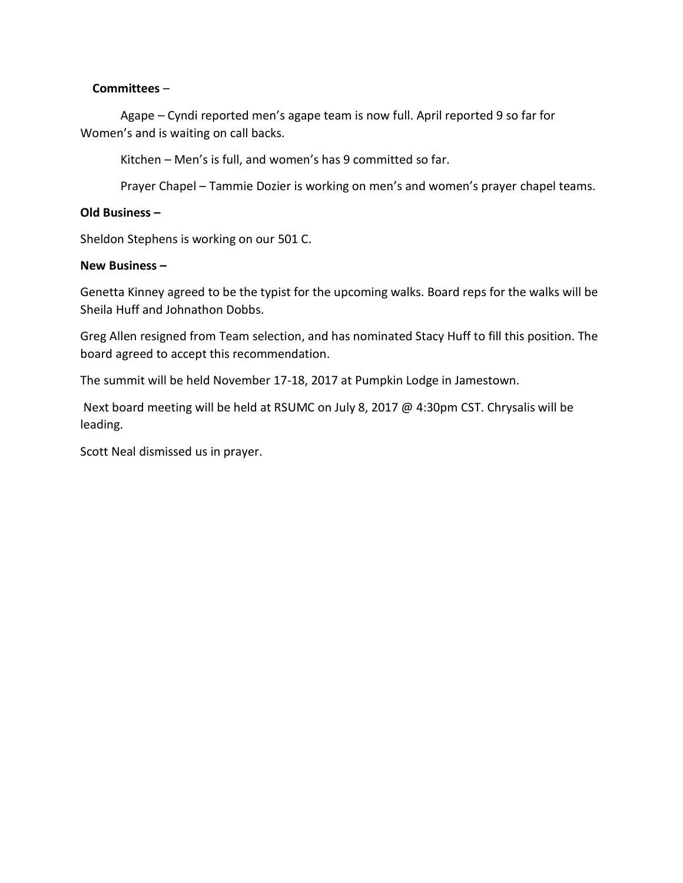**Committees** –

Agape – Cyndi reported men's agape team is now full. April reported 9 so far for Women's and is waiting on call backs.

Kitchen – Men's is full, and women's has 9 committed so far.

Prayer Chapel – Tammie Dozier is working on men's and women's prayer chapel teams.

**Old Business –**

Sheldon Stephens is working on our 501 C.

**New Business –**

Genetta Kinney agreed to be the typist for the upcoming walks. Board reps for the walks will be Sheila Huff and Johnathon Dobbs.

Greg Allen resigned from Team selection, and has nominated Stacy Huff to fill this position. The board agreed to accept this recommendation.

The summit will be held November 17-18, 2017 at Pumpkin Lodge in Jamestown.

Next board meeting will be held at RSUMC on July 8, 2017 @ 4:30pm CST. Chrysalis will be leading.

Scott Neal dismissed us in prayer.